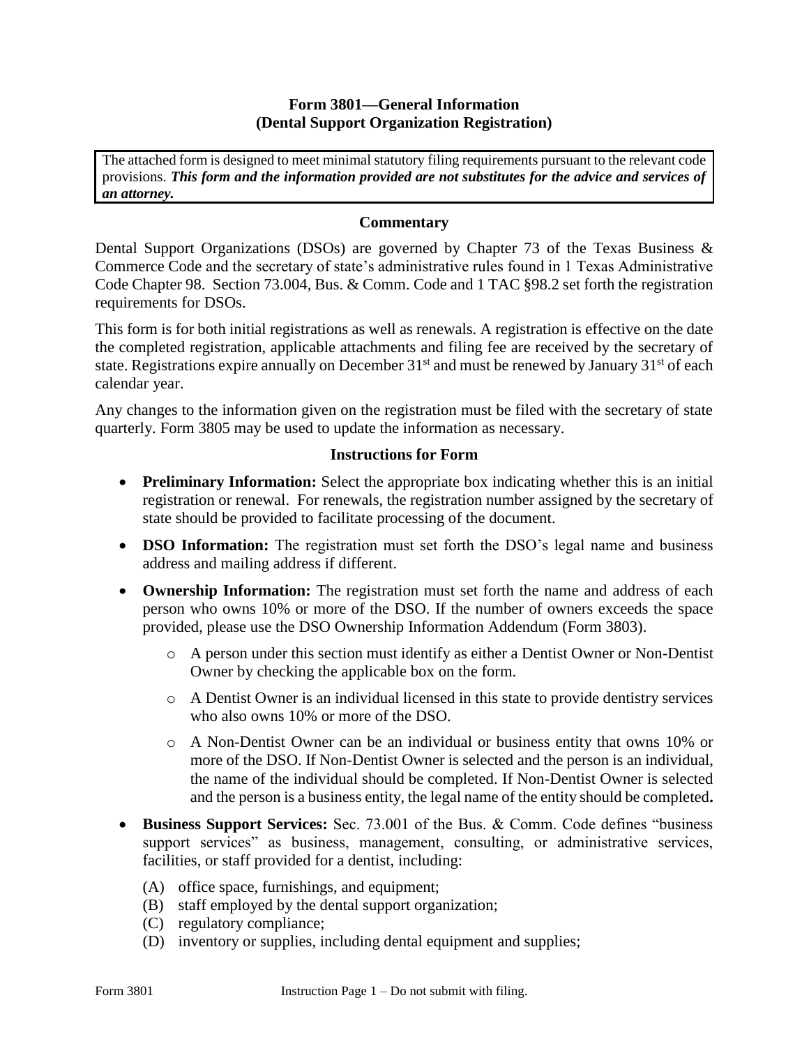# Form 3801—General Information
## (Dental Support Organization Registration)

The attached form is designed to meet minimal statutory filing requirements pursuant to the relevant code provisions. ***This form and the information provided are not substitutes for the advice and services of an attorney.***

### Commentary

Dental Support Organizations (DSOs) are governed by Chapter 73 of the Texas Business & Commerce Code and the secretary of state's administrative rules found in 1 Texas Administrative Code Chapter 98. Section 73.004, Bus. & Comm. Code and 1 TAC §98.2 set forth the registration requirements for DSOs.

This form is for both initial registrations as well as renewals. A registration is effective on the date the completed registration, applicable attachments and filing fee are received by the secretary of state. Registrations expire annually on December 31st and must be renewed by January 31st of each calendar year.

Any changes to the information given on the registration must be filed with the secretary of state quarterly. Form 3805 may be used to update the information as necessary.

### Instructions for Form

- **Preliminary Information:** Select the appropriate box indicating whether this is an initial registration or renewal. For renewals, the registration number assigned by the secretary of state should be provided to facilitate processing of the document.
- **DSO Information:** The registration must set forth the DSO's legal name and business address and mailing address if different.
- **Ownership Information:** The registration must set forth the name and address of each person who owns 10% or more of the DSO. If the number of owners exceeds the space provided, please use the DSO Ownership Information Addendum (Form 3803).
  - A person under this section must identify as either a Dentist Owner or Non-Dentist Owner by checking the applicable box on the form.
  - A Dentist Owner is an individual licensed in this state to provide dentistry services who also owns 10% or more of the DSO.
  - A Non-Dentist Owner can be an individual or business entity that owns 10% or more of the DSO. If Non-Dentist Owner is selected and the person is an individual, the name of the individual should be completed. If Non-Dentist Owner is selected and the person is a business entity, the legal name of the entity should be completed**.**
- **Business Support Services:** Sec. 73.001 of the Bus. & Comm. Code defines "business support services" as business, management, consulting, or administrative services, facilities, or staff provided for a dentist, including:

  (A) office space, furnishings, and equipment;
  (B) staff employed by the dental support organization;
  (C) regulatory compliance;
  (D) inventory or supplies, including dental equipment and supplies;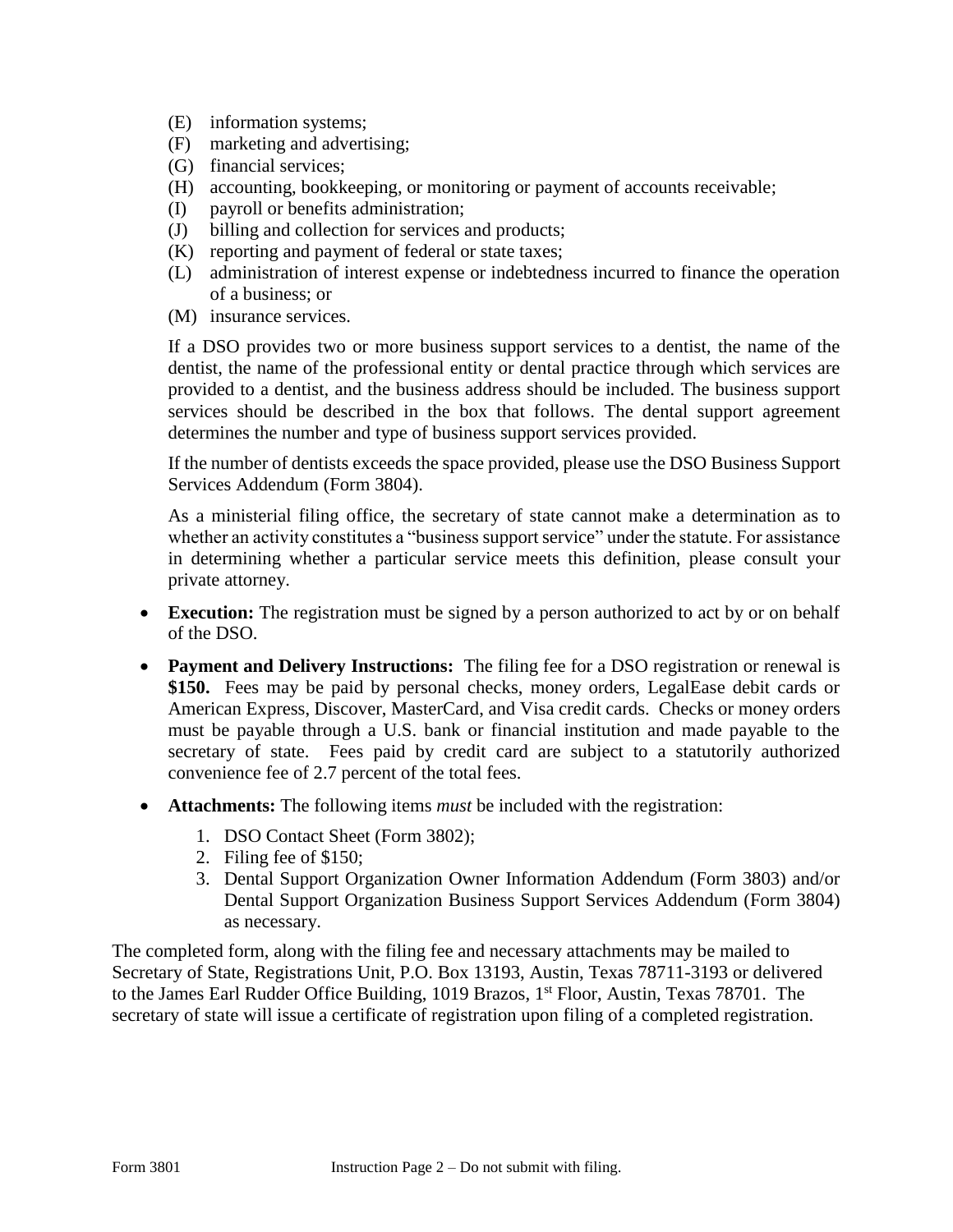(E) information systems;
(F) marketing and advertising;
(G) financial services;
(H) accounting, bookkeeping, or monitoring or payment of accounts receivable;
(I) payroll or benefits administration;
(J) billing and collection for services and products;
(K) reporting and payment of federal or state taxes;
(L) administration of interest expense or indebtedness incurred to finance the operation of a business; or
(M) insurance services.

If a DSO provides two or more business support services to a dentist, the name of the dentist, the name of the professional entity or dental practice through which services are provided to a dentist, and the business address should be included. The business support services should be described in the box that follows. The dental support agreement determines the number and type of business support services provided.

If the number of dentists exceeds the space provided, please use the DSO Business Support Services Addendum (Form 3804).

As a ministerial filing office, the secretary of state cannot make a determination as to whether an activity constitutes a "business support service" under the statute. For assistance in determining whether a particular service meets this definition, please consult your private attorney.

- **Execution:** The registration must be signed by a person authorized to act by or on behalf of the DSO.
- **Payment and Delivery Instructions:** The filing fee for a DSO registration or renewal is **$150.** Fees may be paid by personal checks, money orders, LegalEase debit cards or American Express, Discover, MasterCard, and Visa credit cards. Checks or money orders must be payable through a U.S. bank or financial institution and made payable to the secretary of state. Fees paid by credit card are subject to a statutorily authorized convenience fee of 2.7 percent of the total fees.
- **Attachments:** The following items *must* be included with the registration:
  1. DSO Contact Sheet (Form 3802);
  2. Filing fee of $150;
  3. Dental Support Organization Owner Information Addendum (Form 3803) and/or Dental Support Organization Business Support Services Addendum (Form 3804) as necessary.

The completed form, along with the filing fee and necessary attachments may be mailed to Secretary of State, Registrations Unit, P.O. Box 13193, Austin, Texas 78711-3193 or delivered to the James Earl Rudder Office Building, 1019 Brazos, 1st Floor, Austin, Texas 78701. The secretary of state will issue a certificate of registration upon filing of a completed registration.

Form 3801 Instruction Page 2 – Do not submit with filing.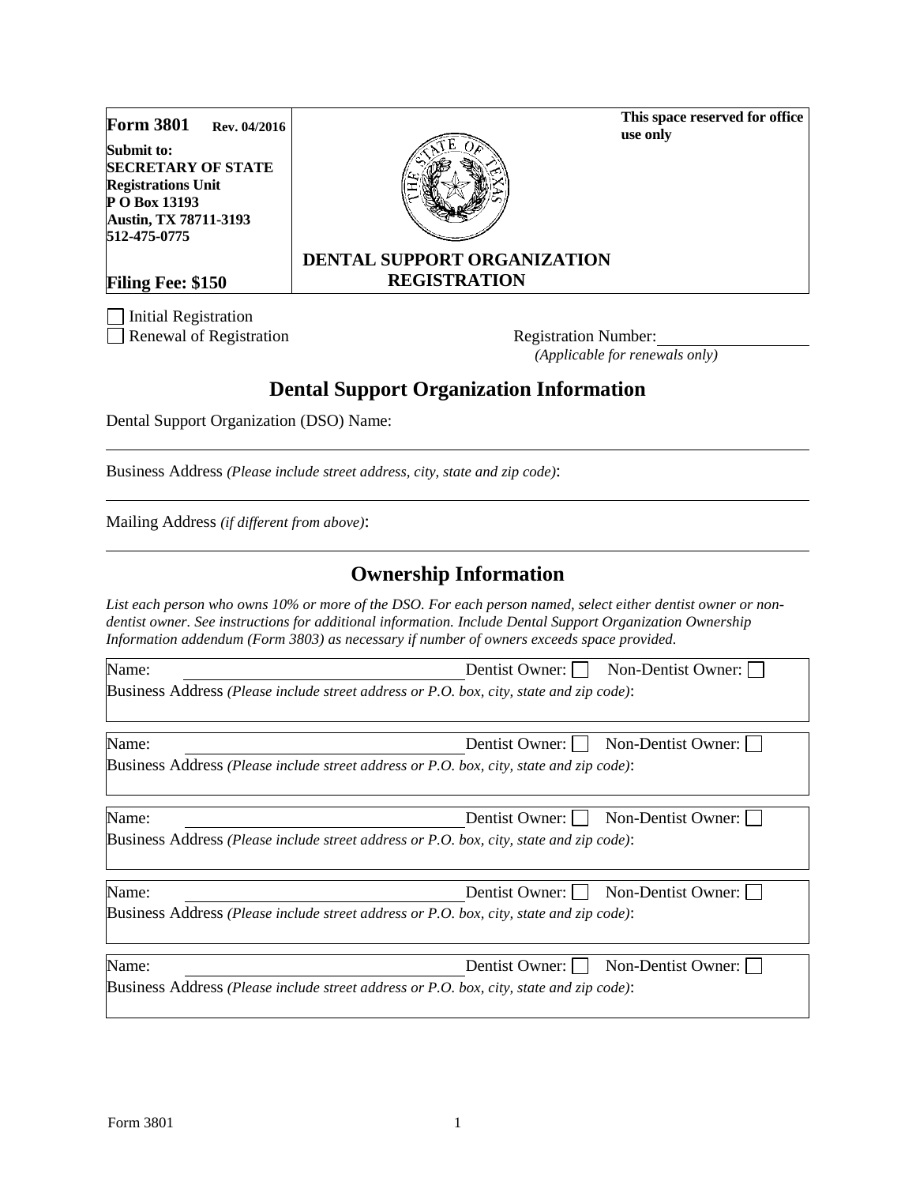**Form 3801** **Rev. 04/2016**

**Submit to:**
**SECRETARY OF STATE**
**Registrations Unit**
**P O Box 13193**
**Austin, TX 78711-3193**
**512-475-0775**

**Filing Fee: $150**

**This space reserved for office use only**

# DENTAL SUPPORT ORGANIZATION REGISTRATION

☐ Initial Registration
☐ Renewal of Registration

Registration Number: ____________________
*(Applicable for renewals only)*

## Dental Support Organization Information

Dental Support Organization (DSO) Name:

______________________________________________________________________

Business Address *(Please include street address, city, state and zip code)*:

______________________________________________________________________

Mailing Address *(if different from above)*:

______________________________________________________________________

## Ownership Information

*List each person who owns 10% or more of the DSO. For each person named, select either dentist owner or non-dentist owner. See instructions for additional information. Include Dental Support Organization Ownership Information addendum (Form 3803) as necessary if number of owners exceeds space provided.*

Name: ______________________________ Dentist Owner: ☐ Non-Dentist Owner: ☐
Business Address *(Please include street address or P.O. box, city, state and zip code)*:

Name: ______________________________ Dentist Owner: ☐ Non-Dentist Owner: ☐
Business Address *(Please include street address or P.O. box, city, state and zip code)*:

Name: ______________________________ Dentist Owner: ☐ Non-Dentist Owner: ☐
Business Address *(Please include street address or P.O. box, city, state and zip code)*:

Name: ______________________________ Dentist Owner: ☐ Non-Dentist Owner: ☐
Business Address *(Please include street address or P.O. box, city, state and zip code)*:

Name: ______________________________ Dentist Owner: ☐ Non-Dentist Owner: ☐
Business Address *(Please include street address or P.O. box, city, state and zip code)*: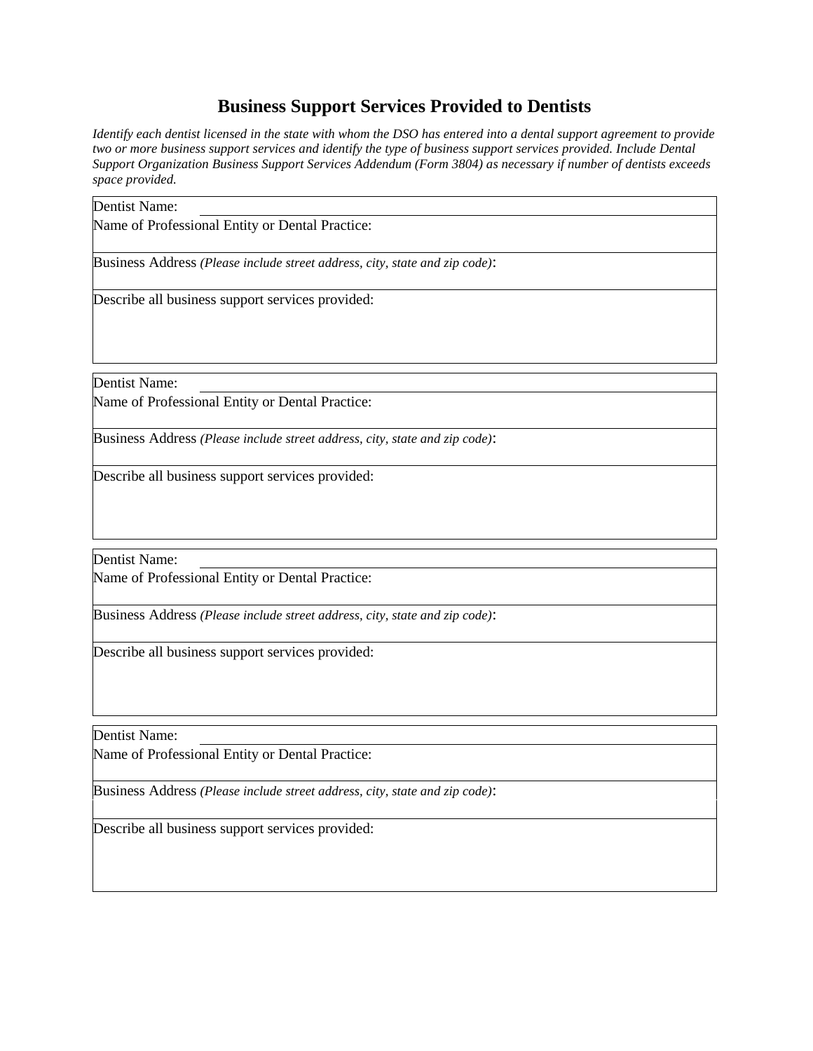# Business Support Services Provided to Dentists

*Identify each dentist licensed in the state with whom the DSO has entered into a dental support agreement to provide two or more business support services and identify the type of business support services provided. Include Dental Support Organization Business Support Services Addendum (Form 3804) as necessary if number of dentists exceeds space provided.*

| |
|---|
| Dentist Name: |
| Name of Professional Entity or Dental Practice: |
| Business Address *(Please include street address, city, state and zip code)*: |
| Describe all business support services provided: |

| |
|---|
| Dentist Name: |
| Name of Professional Entity or Dental Practice: |
| Business Address *(Please include street address, city, state and zip code)*: |
| Describe all business support services provided: |

| |
|---|
| Dentist Name: |
| Name of Professional Entity or Dental Practice: |
| Business Address *(Please include street address, city, state and zip code)*: |
| Describe all business support services provided: |

| |
|---|
| Dentist Name: |
| Name of Professional Entity or Dental Practice: |
| Business Address *(Please include street address, city, state and zip code)*: |
| Describe all business support services provided: |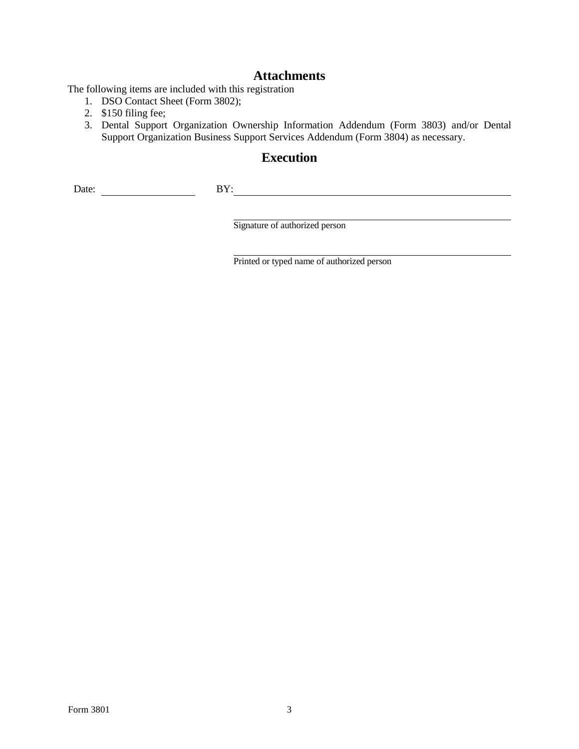## Attachments

The following items are included with this registration

1. DSO Contact Sheet (Form 3802);
2. $150 filing fee;
3. Dental Support Organization Ownership Information Addendum (Form 3803) and/or Dental Support Organization Business Support Services Addendum (Form 3804) as necessary.

## Execution

Date: ____________________ BY: ________________________________________________

________________________________________________
Signature of authorized person

________________________________________________
Printed or typed name of authorized person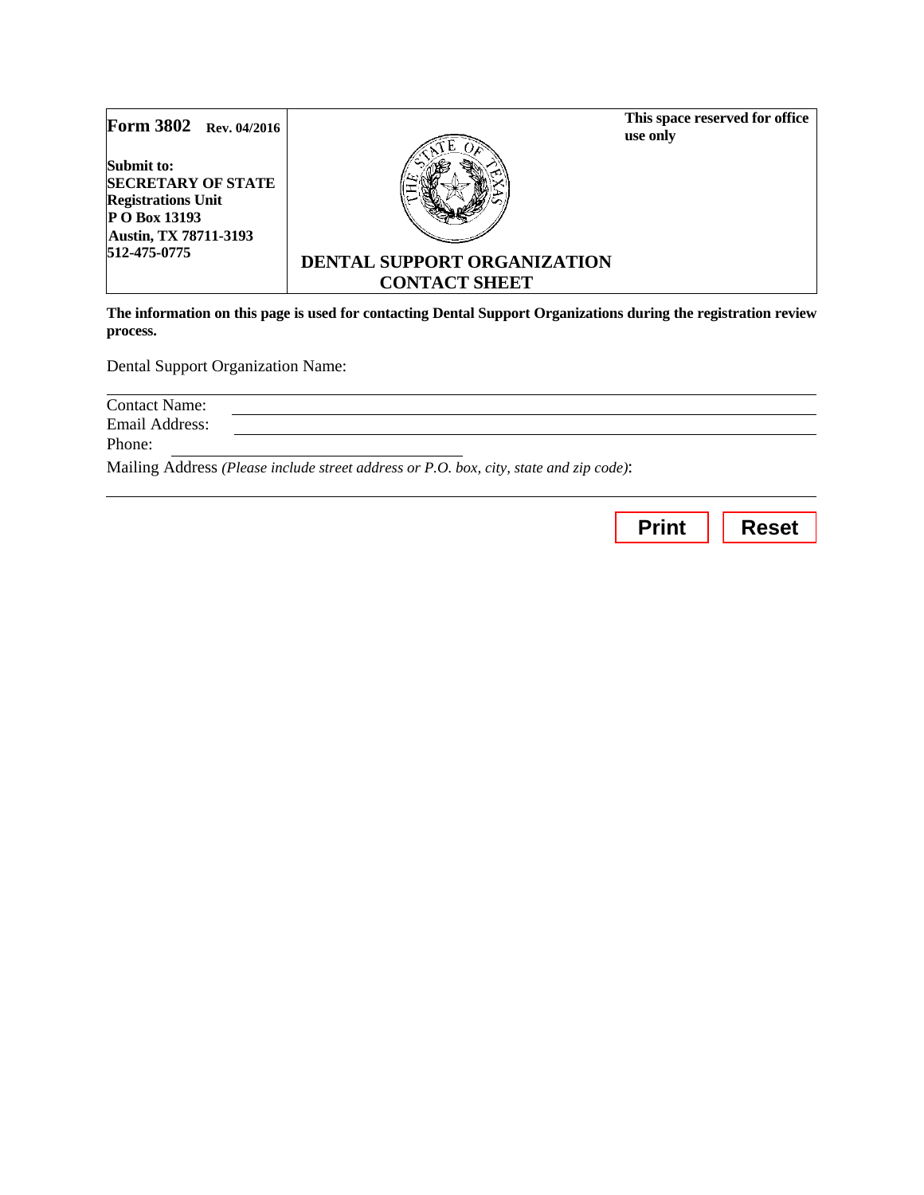| | | |
|---|---|---|
| **Form 3802** **Rev. 04/2016**<br><br>**Submit to:**<br>**SECRETARY OF STATE**<br>**Registrations Unit**<br>**P O Box 13193**<br>**Austin, TX 78711-3193**<br>**512-475-0775** | **DENTAL SUPPORT ORGANIZATION CONTACT SHEET** | **This space reserved for office use only** |

**The information on this page is used for contacting Dental Support Organizations during the registration review process.**

Dental Support Organization Name: ______________________________

Contact Name: ______________________________

Email Address: ______________________________

Phone: ______________________________

Mailing Address *(Please include street address or P.O. box, city, state and zip code)*:

______________________________

Print | Reset